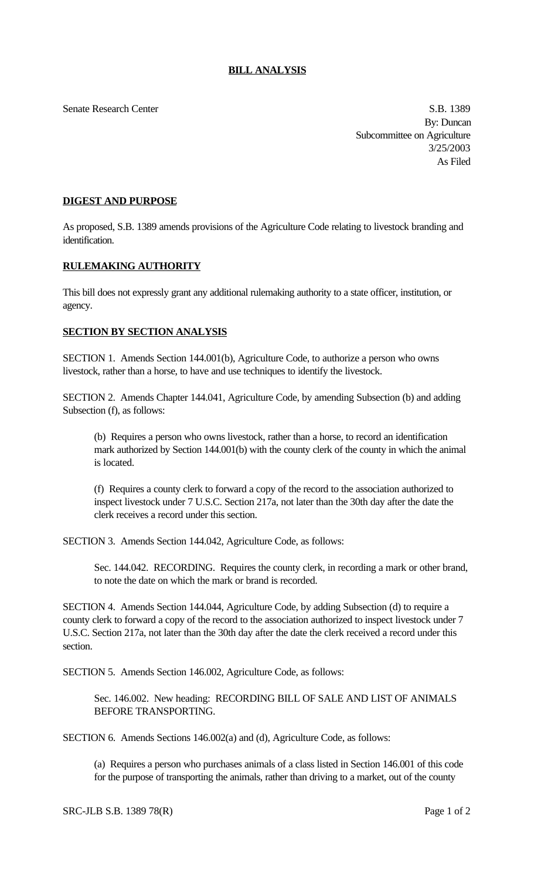**BILL ANALYSIS**

Senate Research Center

S.B. 1389
By: Duncan
Subcommittee on Agriculture
3/25/2003
As Filed

**DIGEST AND PURPOSE**

As proposed, S.B. 1389 amends provisions of the Agriculture Code relating to livestock branding and identification.

**RULEMAKING AUTHORITY**

This bill does not expressly grant any additional rulemaking authority to a state officer, institution, or agency.

**SECTION BY SECTION ANALYSIS**

SECTION 1. Amends Section 144.001(b), Agriculture Code, to authorize a person who owns livestock, rather than a horse, to have and use techniques to identify the livestock.

SECTION 2. Amends Chapter 144.041, Agriculture Code, by amending Subsection (b) and adding Subsection (f), as follows:

> (b) Requires a person who owns livestock, rather than a horse, to record an identification mark authorized by Section 144.001(b) with the county clerk of the county in which the animal is located.
>
> (f) Requires a county clerk to forward a copy of the record to the association authorized to inspect livestock under 7 U.S.C. Section 217a, not later than the 30th day after the date the clerk receives a record under this section.

SECTION 3. Amends Section 144.042, Agriculture Code, as follows:

> Sec. 144.042. RECORDING. Requires the county clerk, in recording a mark or other brand, to note the date on which the mark or brand is recorded.

SECTION 4. Amends Section 144.044, Agriculture Code, by adding Subsection (d) to require a county clerk to forward a copy of the record to the association authorized to inspect livestock under 7 U.S.C. Section 217a, not later than the 30th day after the date the clerk received a record under this section.

SECTION 5. Amends Section 146.002, Agriculture Code, as follows:

> Sec. 146.002. New heading: RECORDING BILL OF SALE AND LIST OF ANIMALS BEFORE TRANSPORTING.

SECTION 6. Amends Sections 146.002(a) and (d), Agriculture Code, as follows:

> (a) Requires a person who purchases animals of a class listed in Section 146.001 of this code for the purpose of transporting the animals, rather than driving to a market, out of the county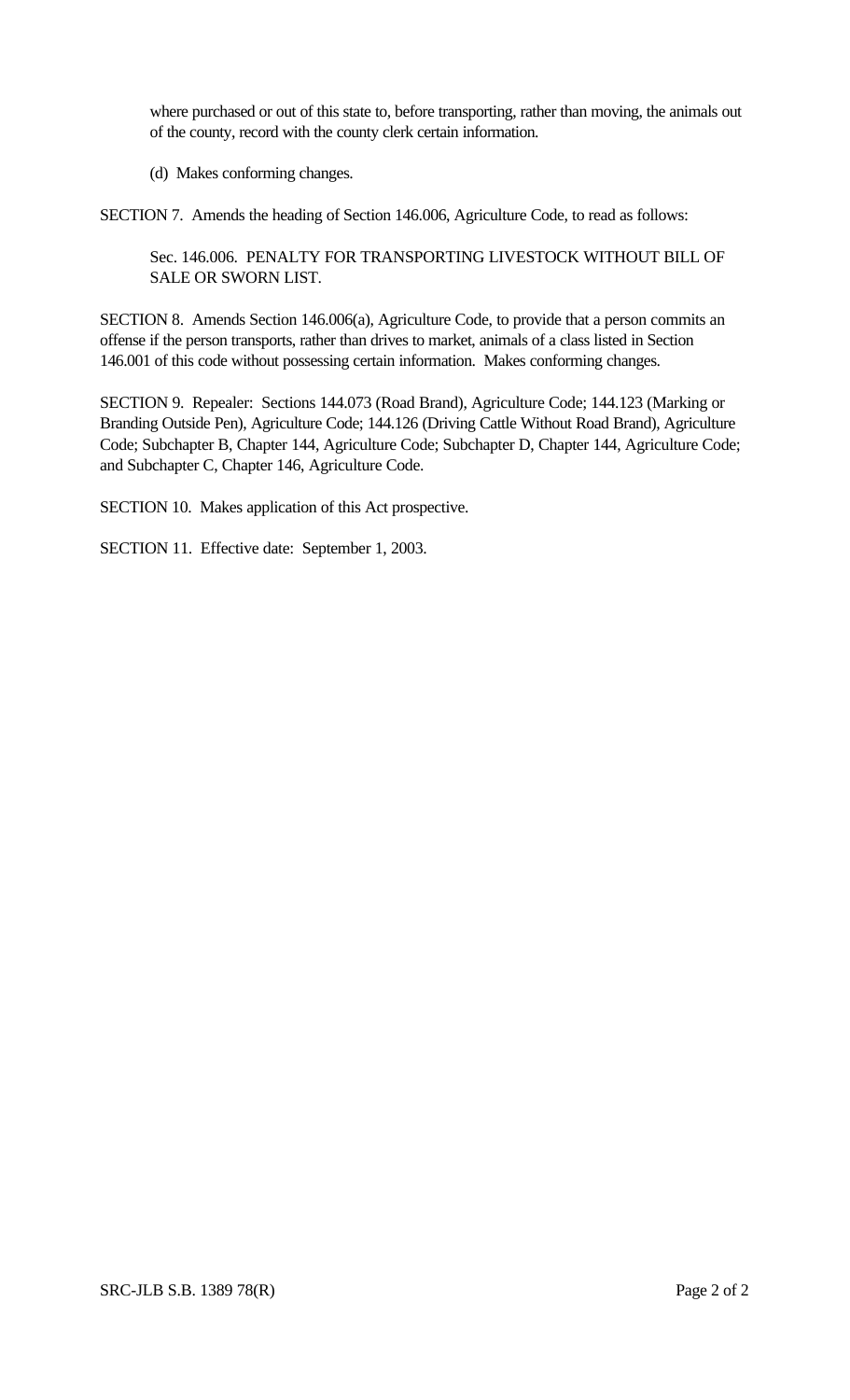where purchased or out of this state to, before transporting, rather than moving, the animals out of the county, record with the county clerk certain information.

(d) Makes conforming changes.

SECTION 7. Amends the heading of Section 146.006, Agriculture Code, to read as follows:

Sec. 146.006. PENALTY FOR TRANSPORTING LIVESTOCK WITHOUT BILL OF SALE OR SWORN LIST.

SECTION 8. Amends Section 146.006(a), Agriculture Code, to provide that a person commits an offense if the person transports, rather than drives to market, animals of a class listed in Section 146.001 of this code without possessing certain information. Makes conforming changes.

SECTION 9. Repealer: Sections 144.073 (Road Brand), Agriculture Code; 144.123 (Marking or Branding Outside Pen), Agriculture Code; 144.126 (Driving Cattle Without Road Brand), Agriculture Code; Subchapter B, Chapter 144, Agriculture Code; Subchapter D, Chapter 144, Agriculture Code; and Subchapter C, Chapter 146, Agriculture Code.

SECTION 10. Makes application of this Act prospective.

SECTION 11. Effective date: September 1, 2003.